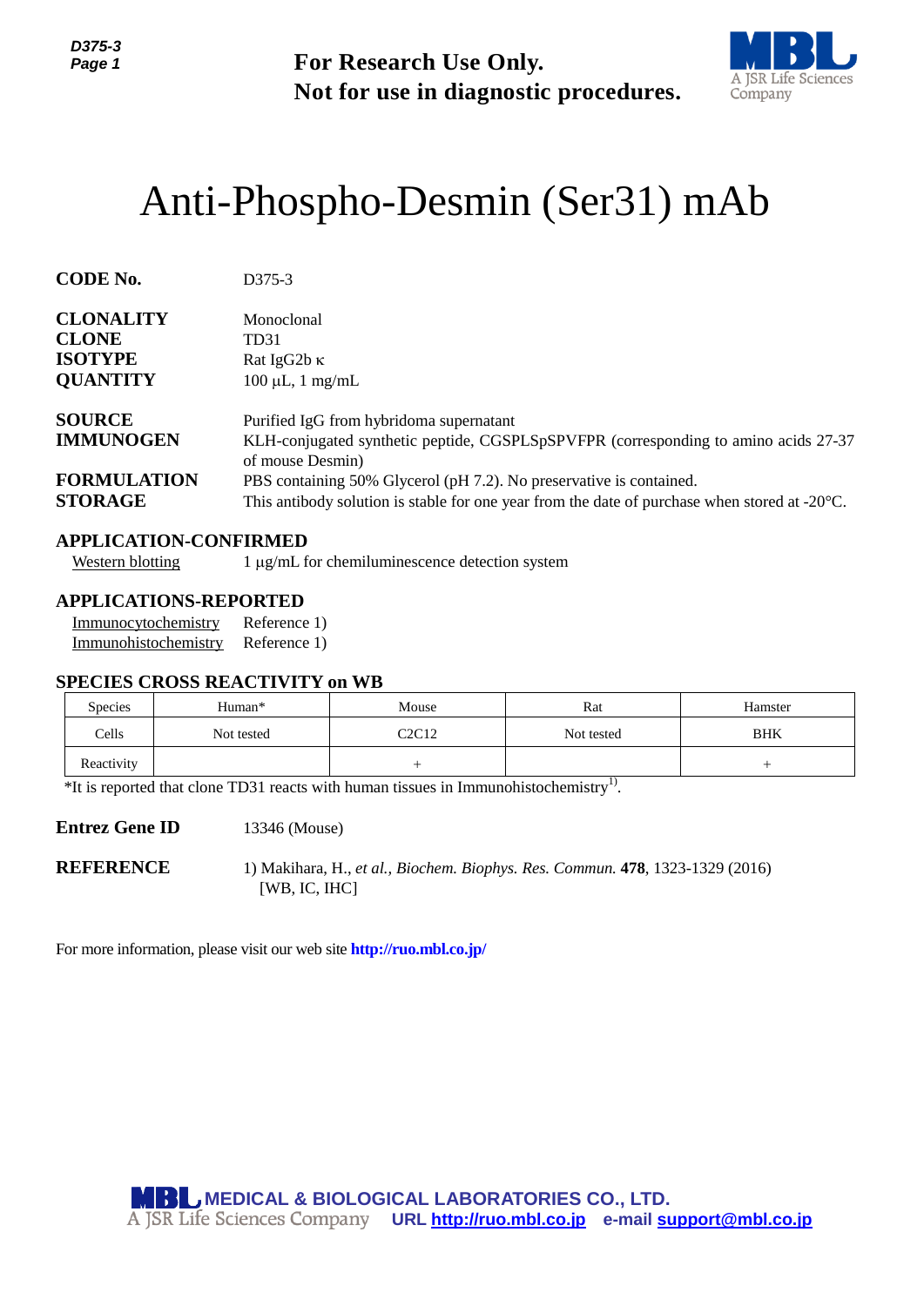For Research Use Only.
Not for use in diagnostic procedures.

# Anti-Phospho-Desmin (Ser31) mAb

**CODE No.** D375-3

**CLONALITY** Monoclonal
**CLONE** TD31
**ISOTYPE** Rat IgG2b κ
**QUANTITY** 100 µL, 1 mg/mL

**SOURCE** Purified IgG from hybridoma supernatant
**IMMUNOGEN** KLH-conjugated synthetic peptide, CGSPLSpSPVFPR (corresponding to amino acids 27-37 of mouse Desmin)
**FORMULATION** PBS containing 50% Glycerol (pH 7.2). No preservative is contained.
**STORAGE** This antibody solution is stable for one year from the date of purchase when stored at -20°C.

## APPLICATION-CONFIRMED

Western blotting 1 µg/mL for chemiluminescence detection system

## APPLICATIONS-REPORTED

Immunocytochemistry Reference 1)
Immunohistochemistry Reference 1)

## SPECIES CROSS REACTIVITY on WB

| Species | Human* | Mouse | Rat | Hamster |
|---|---|---|---|---|
| Cells | Not tested | C2C12 | Not tested | BHK |
| Reactivity | | + | | + |

*It is reported that clone TD31 reacts with human tissues in Immunohistochemistry[1].

**Entrez Gene ID** 13346 (Mouse)

**REFERENCE** 1) Makihara, H., *et al., Biochem. Biophys. Res. Commun.* **478**, 1323-1329 (2016) [WB, IC, IHC]

For more information, please visit our web site **http://ruo.mbl.co.jp/**

MEDICAL & BIOLOGICAL LABORATORIES CO., LTD.
A JSR Life Sciences Company URL http://ruo.mbl.co.jp e-mail support@mbl.co.jp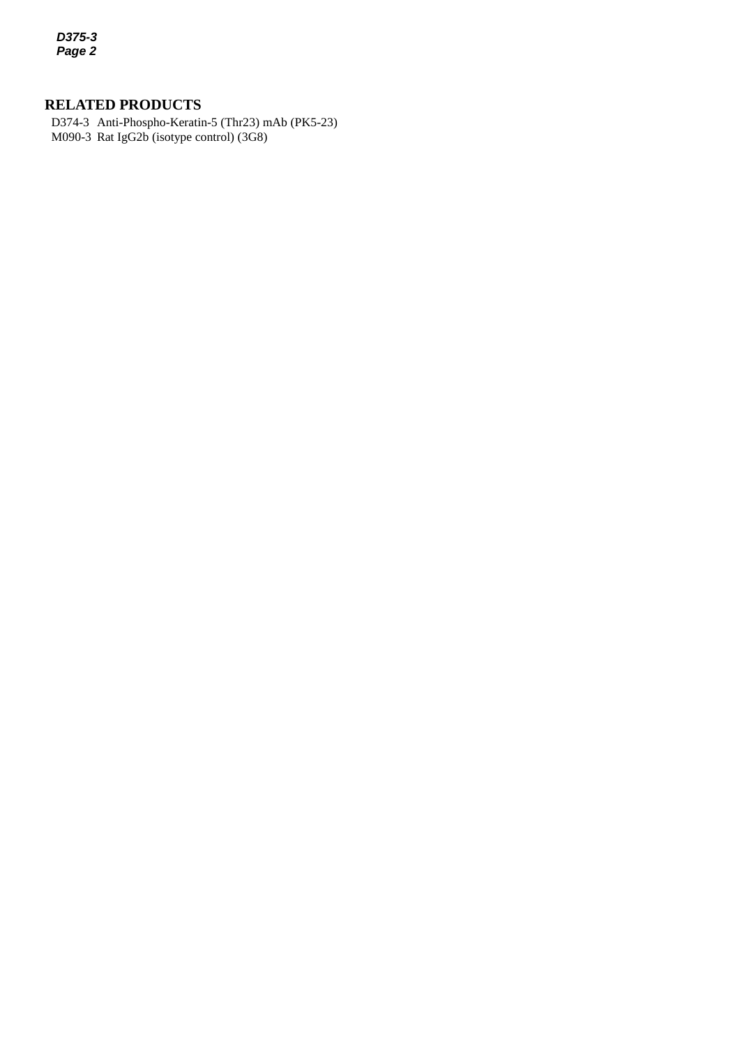## RELATED PRODUCTS

D374-3 Anti-Phospho-Keratin-5 (Thr23) mAb (PK5-23)
M090-3 Rat IgG2b (isotype control) (3G8)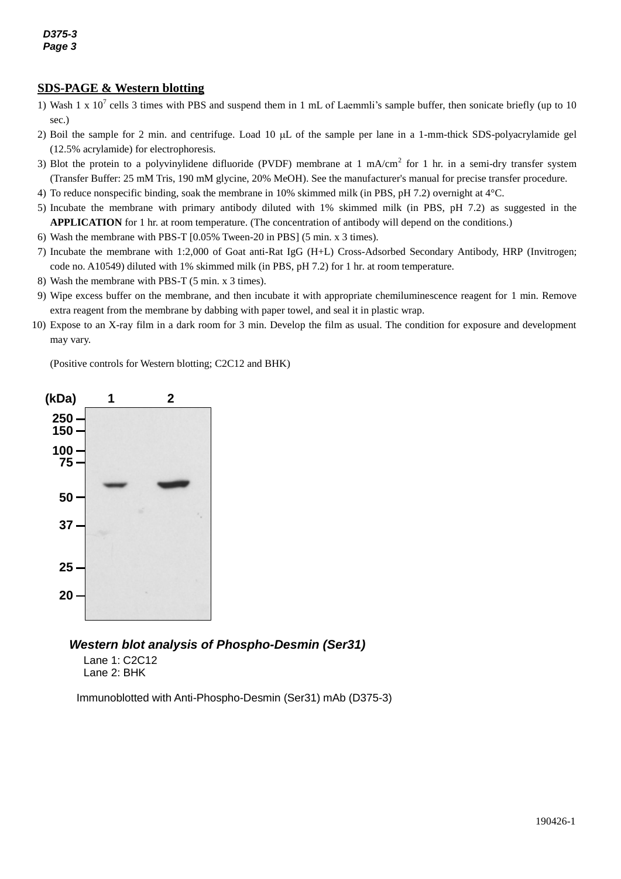## SDS-PAGE & Western blotting

1) Wash 1 x $10^7$ cells 3 times with PBS and suspend them in 1 mL of Laemmli's sample buffer, then sonicate briefly (up to 10 sec.)
2) Boil the sample for 2 min. and centrifuge. Load 10 µL of the sample per lane in a 1-mm-thick SDS-polyacrylamide gel (12.5% acrylamide) for electrophoresis.
3) Blot the protein to a polyvinylidene difluoride (PVDF) membrane at 1 mA/$cm^2$ for 1 hr. in a semi-dry transfer system (Transfer Buffer: 25 mM Tris, 190 mM glycine, 20% MeOH). See the manufacturer's manual for precise transfer procedure.
4) To reduce nonspecific binding, soak the membrane in 10% skimmed milk (in PBS, pH 7.2) overnight at 4°C.
5) Incubate the membrane with primary antibody diluted with 1% skimmed milk (in PBS, pH 7.2) as suggested in the **APPLICATION** for 1 hr. at room temperature. (The concentration of antibody will depend on the conditions.)
6) Wash the membrane with PBS-T [0.05% Tween-20 in PBS] (5 min. x 3 times).
7) Incubate the membrane with 1:2,000 of Goat anti-Rat IgG (H+L) Cross-Adsorbed Secondary Antibody, HRP (Invitrogen; code no. A10549) diluted with 1% skimmed milk (in PBS, pH 7.2) for 1 hr. at room temperature.
8) Wash the membrane with PBS-T (5 min. x 3 times).
9) Wipe excess buffer on the membrane, and then incubate it with appropriate chemiluminescence reagent for 1 min. Remove extra reagent from the membrane by dabbing with paper towel, and seal it in plastic wrap.
10) Expose to an X-ray film in a dark room for 3 min. Develop the film as usual. The condition for exposure and development may vary.

(Positive controls for Western blotting; C2C12 and BHK)

(kDa) 1 2

250
150
100
75
50
37
25
20

***Western blot analysis of Phospho-Desmin (Ser31)***

Lane 1: C2C12
Lane 2: BHK

Immunoblotted with Anti-Phospho-Desmin (Ser31) mAb (D375-3)

190426-1